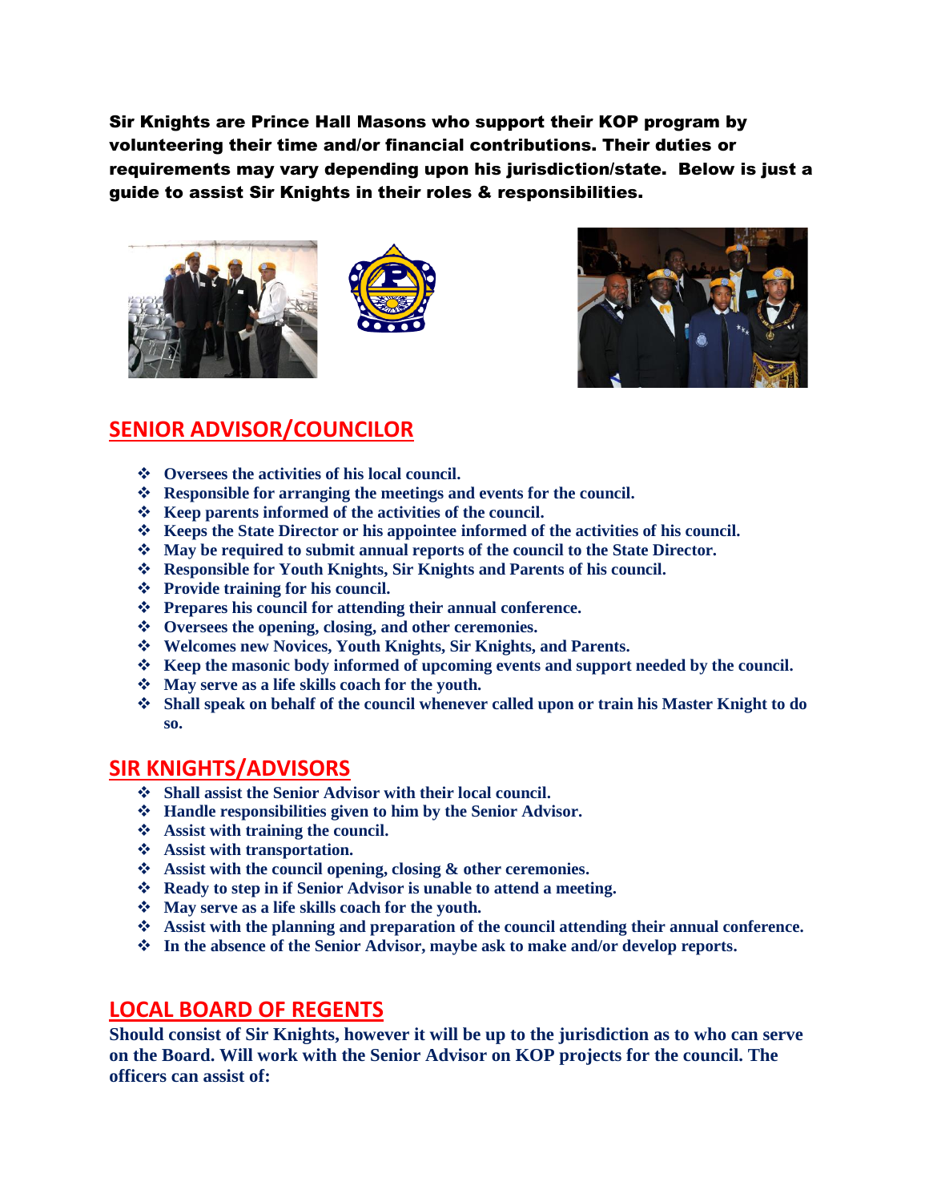**Sir Knights are Prince Hall Masons who support their KOP program by volunteering their time and/or financial contributions. Their duties or requirements may vary depending upon his jurisdiction/state. Below is just a guide to assist Sir Knights in their roles & responsibilities.**

## SENIOR ADVISOR/COUNCILOR

- **Oversees the activities of his local council.**
- **Responsible for arranging the meetings and events for the council.**
- **Keep parents informed of the activities of the council.**
- **Keeps the State Director or his appointee informed of the activities of his council.**
- **May be required to submit annual reports of the council to the State Director.**
- **Responsible for Youth Knights, Sir Knights and Parents of his council.**
- **Provide training for his council.**
- **Prepares his council for attending their annual conference.**
- **Oversees the opening, closing, and other ceremonies.**
- **Welcomes new Novices, Youth Knights, Sir Knights, and Parents.**
- **Keep the masonic body informed of upcoming events and support needed by the council.**
- **May serve as a life skills coach for the youth.**
- **Shall speak on behalf of the council whenever called upon or train his Master Knight to do so.**

## SIR KNIGHTS/ADVISORS

- **Shall assist the Senior Advisor with their local council.**
- **Handle responsibilities given to him by the Senior Advisor.**
- **Assist with training the council.**
- **Assist with transportation.**
- **Assist with the council opening, closing & other ceremonies.**
- **Ready to step in if Senior Advisor is unable to attend a meeting.**
- **May serve as a life skills coach for the youth.**
- **Assist with the planning and preparation of the council attending their annual conference.**
- **In the absence of the Senior Advisor, maybe ask to make and/or develop reports.**

## LOCAL BOARD OF REGENTS

**Should consist of Sir Knights, however it will be up to the jurisdiction as to who can serve on the Board. Will work with the Senior Advisor on KOP projects for the council. The officers can assist of:**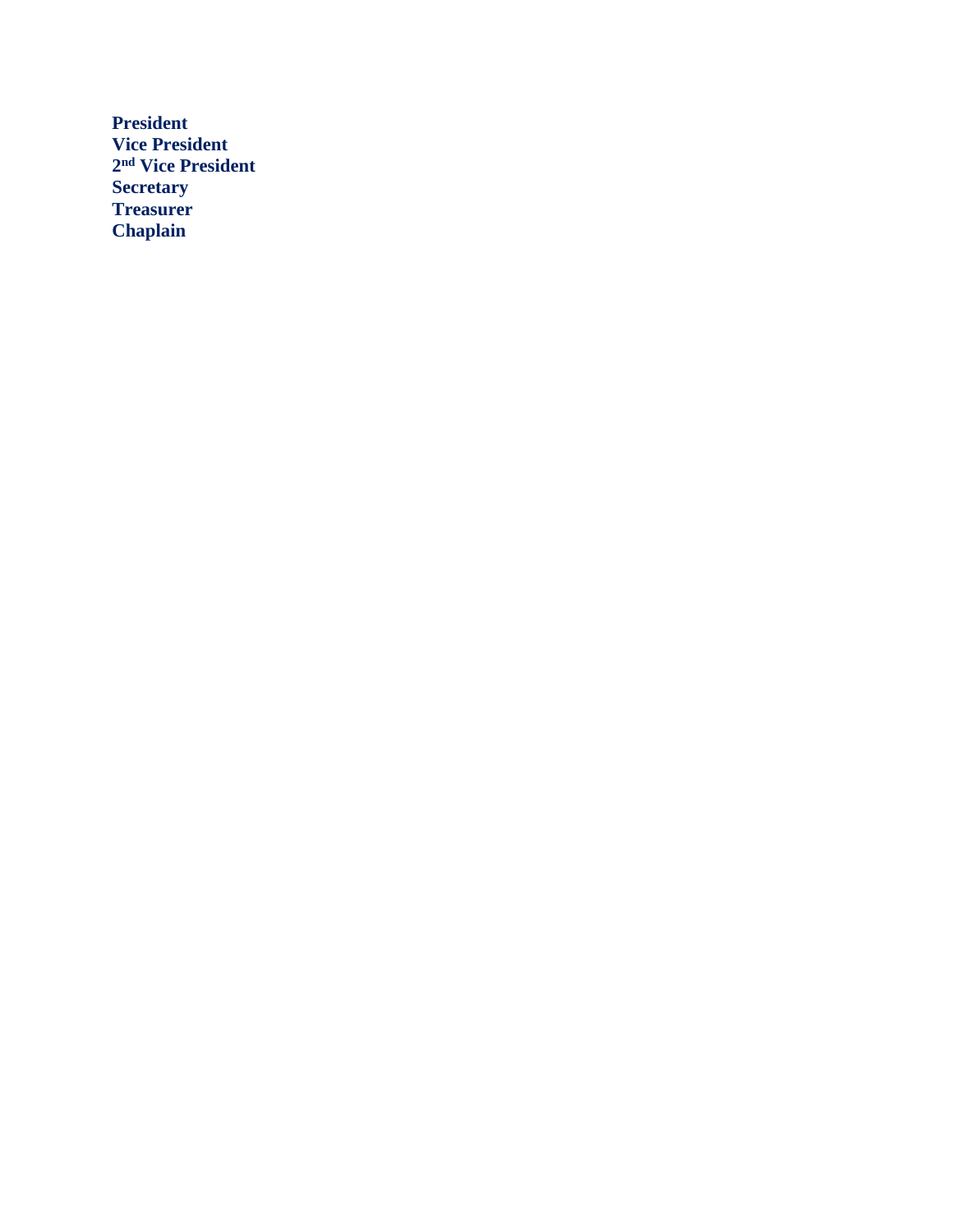**President**
**Vice President**
**2nd Vice President**
**Secretary**
**Treasurer**
**Chaplain**